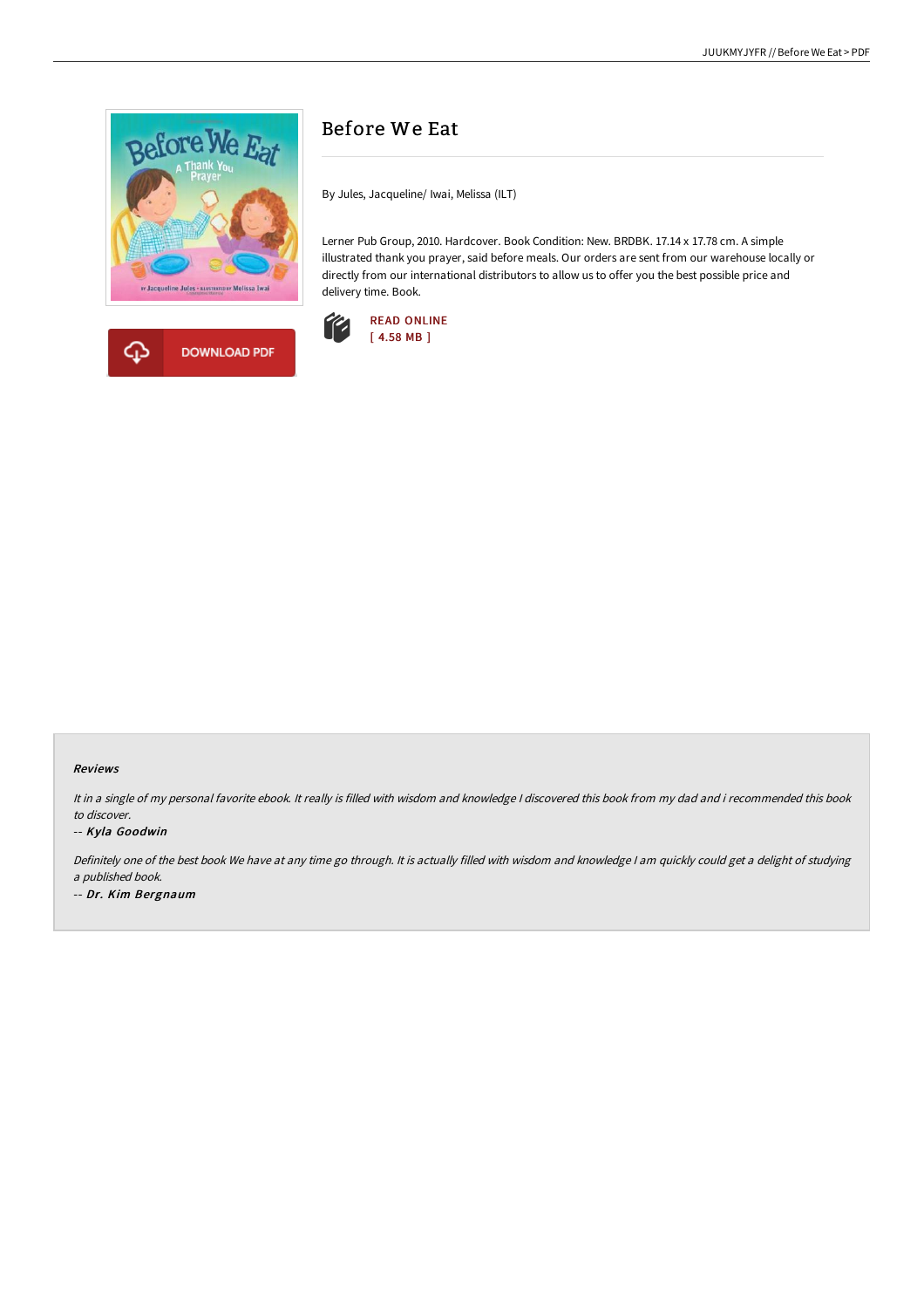# Before We Eat

By Jules, Jacqueline/ Iwai, Melissa (ILT)

Lerner Pub Group, 2010. Hardcover. Book Condition: New. BRDBK. 17.14 x 17.78 cm. A simple illustrated thank you prayer, said before meals. Our orders are sent from our warehouse locally or directly from our international distributors to allow us to offer you the best possible price and delivery time. Book.

DOWNLOAD PDF

READ ONLINE
[ 4.58 MB ]

## Reviews

*It in a single of my personal favorite ebook. It really is filled with wisdom and knowledge I discovered this book from my dad and i recommended this book to discover.*

-- *Kyla Goodwin*

*Definitely one of the best book We have at any time go through. It is actually filled with wisdom and knowledge I am quickly could get a delight of studying a published book.*

-- *Dr. Kim Bergnaum*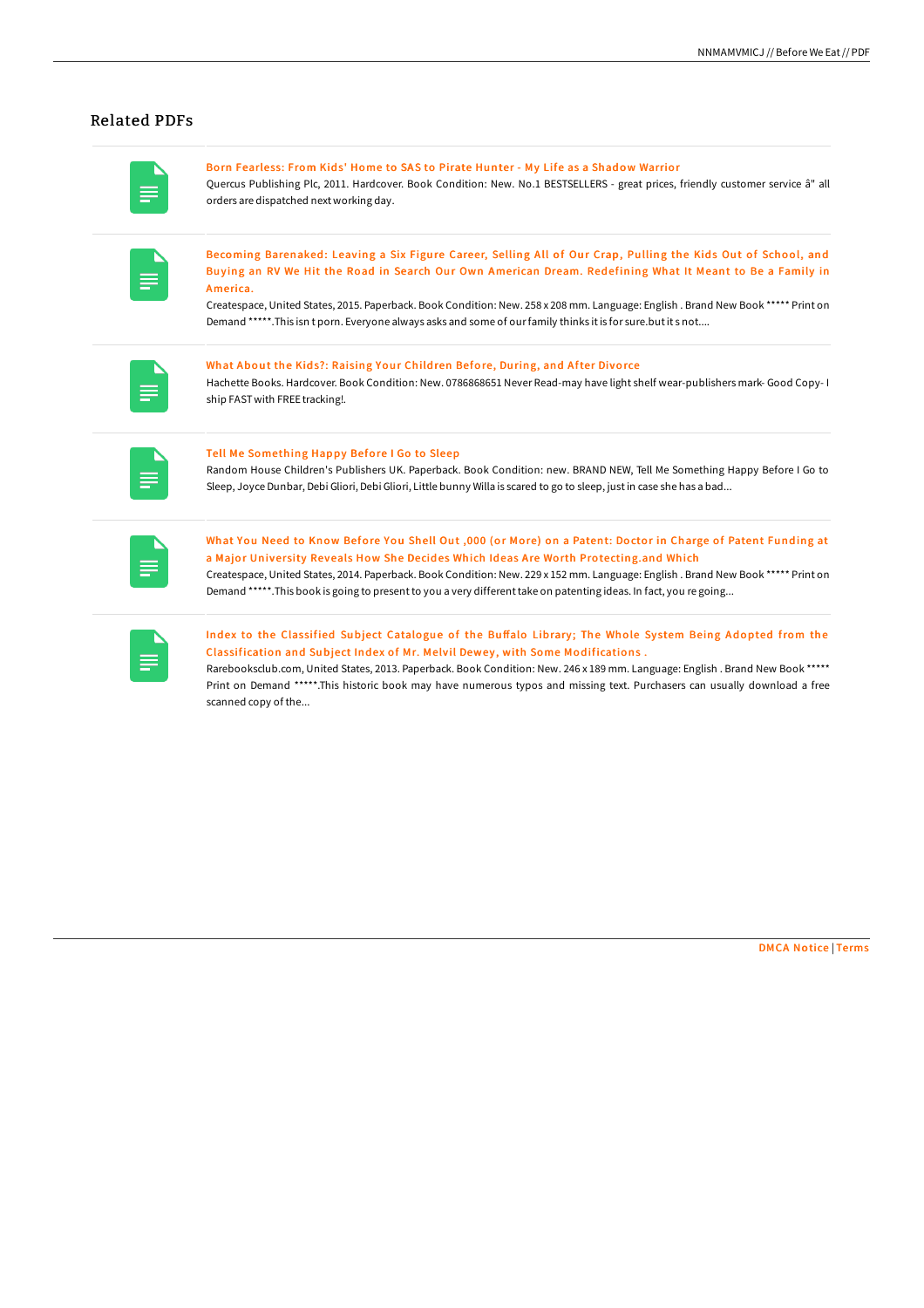## Related PDFs

**Born Fearless: From Kids' Home to SAS to Pirate Hunter - My Life as a Shadow Warrior**

Quercus Publishing Plc, 2011. Hardcover. Book Condition: New. No.1 BESTSELLERS - great prices, friendly customer service â" all orders are dispatched next working day.

**Becoming Barenaked: Leaving a Six Figure Career, Selling All of Our Crap, Pulling the Kids Out of School, and Buying an RV We Hit the Road in Search Our Own American Dream. Redefining What It Meant to Be a Family in America.**

Createspace, United States, 2015. Paperback. Book Condition: New. 258 x 208 mm. Language: English . Brand New Book ***** Print on Demand *****.This isn t porn. Everyone always asks and some of our family thinks it is for sure.but it s not....

**What About the Kids?: Raising Your Children Before, During, and After Divorce**

Hachette Books. Hardcover. Book Condition: New. 0786868651 Never Read-may have light shelf wear-publishers mark- Good Copy- I ship FAST with FREE tracking!.

**Tell Me Something Happy Before I Go to Sleep**

Random House Children's Publishers UK. Paperback. Book Condition: new. BRAND NEW, Tell Me Something Happy Before I Go to Sleep, Joyce Dunbar, Debi Gliori, Debi Gliori, Little bunny Willa is scared to go to sleep, just in case she has a bad...

**What You Need to Know Before You Shell Out ,000 (or More) on a Patent: Doctor in Charge of Patent Funding at a Major University Reveals How She Decides Which Ideas Are Worth Protecting.and Which**

Createspace, United States, 2014. Paperback. Book Condition: New. 229 x 152 mm. Language: English . Brand New Book ***** Print on Demand *****.This book is going to present to you a very different take on patenting ideas. In fact, you re going...

**Index to the Classified Subject Catalogue of the Buffalo Library; The Whole System Being Adopted from the Classification and Subject Index of Mr. Melvil Dewey, with Some Modifications .**

Rarebooksclub.com, United States, 2013. Paperback. Book Condition: New. 246 x 189 mm. Language: English . Brand New Book ***** Print on Demand *****.This historic book may have numerous typos and missing text. Purchasers can usually download a free scanned copy of the...

DMCA Notice | Terms